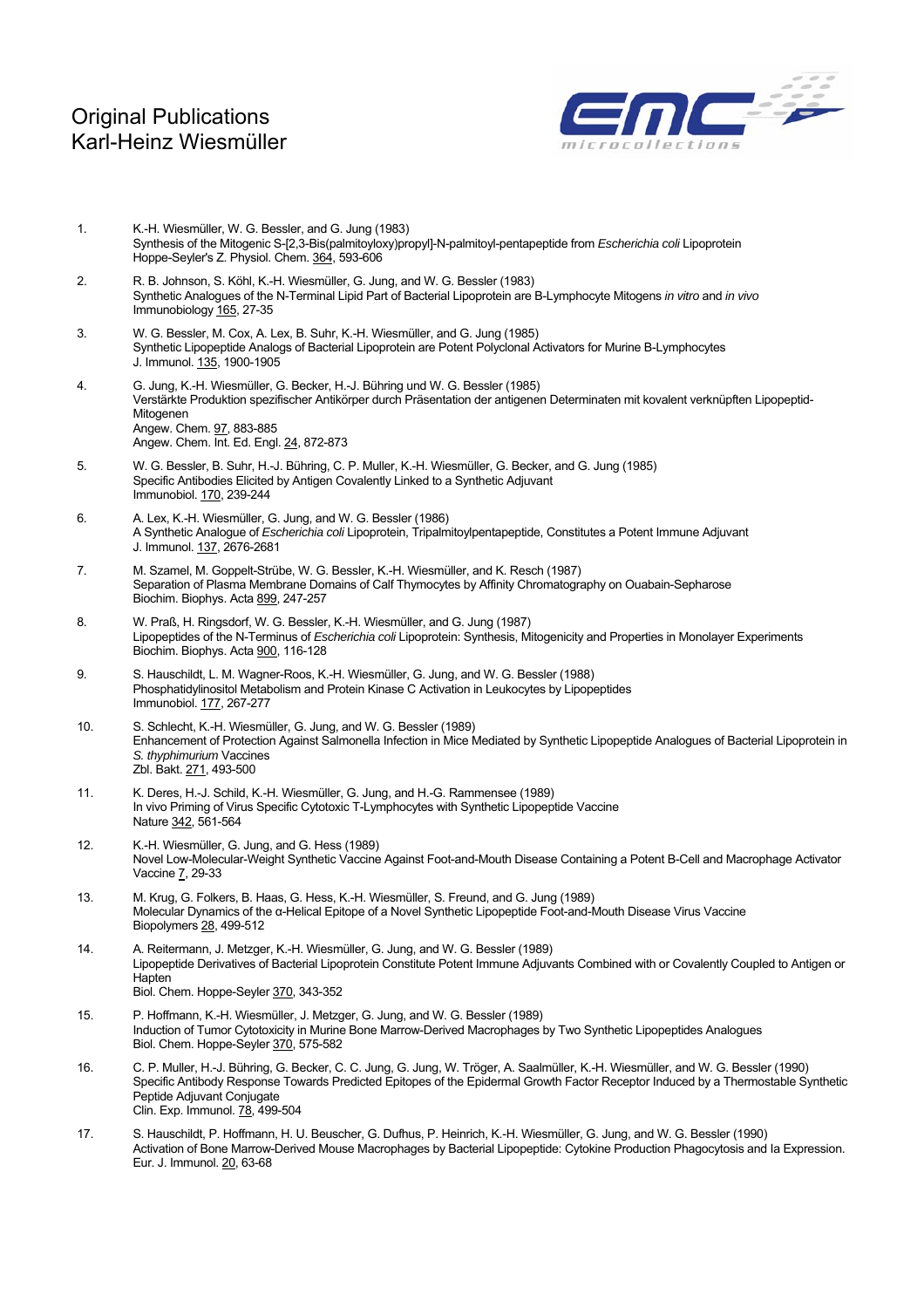# Original Publications
# Karl-Heinz Wiesmüller

1. K.-H. Wiesmüller, W. G. Bessler, and G. Jung (1983)
   Synthesis of the Mitogenic S-[2,3-Bis(palmitoyloxy)propyl]-N-palmitoyl-pentapeptide from *Escherichia coli* Lipoprotein
   Hoppe-Seyler's Z. Physiol. Chem. 364, 593-606

2. R. B. Johnson, S. Köhl, K.-H. Wiesmüller, G. Jung, and W. G. Bessler (1983)
   Synthetic Analogues of the N-Terminal Lipid Part of Bacterial Lipoprotein are B-Lymphocyte Mitogens *in vitro* and *in vivo*
   Immunobiology 165, 27-35

3. W. G. Bessler, M. Cox, A. Lex, B. Suhr, K.-H. Wiesmüller, and G. Jung (1985)
   Synthetic Lipopeptide Analogs of Bacterial Lipoprotein are Potent Polyclonal Activators for Murine B-Lymphocytes
   J. Immunol. 135, 1900-1905

4. G. Jung, K.-H. Wiesmüller, G. Becker, H.-J. Bühring und W. G. Bessler (1985)
   Verstärkte Produktion spezifischer Antikörper durch Präsentation der antigenen Determinaten mit kovalent verknüpften Lipopeptid-Mitogenen
   Angew. Chem. 97, 883-885
   Angew. Chem. Int. Ed. Engl. 24, 872-873

5. W. G. Bessler, B. Suhr, H.-J. Bühring, C. P. Muller, K.-H. Wiesmüller, G. Becker, and G. Jung (1985)
   Specific Antibodies Elicited by Antigen Covalently Linked to a Synthetic Adjuvant
   Immunobiol. 170, 239-244

6. A. Lex, K.-H. Wiesmüller, G. Jung, and W. G. Bessler (1986)
   A Synthetic Analogue of *Escherichia coli* Lipoprotein, Tripalmitoylpentapeptide, Constitutes a Potent Immune Adjuvant
   J. Immunol. 137, 2676-2681

7. M. Szamel, M. Goppelt-Strübe, W. G. Bessler, K.-H. Wiesmüller, and K. Resch (1987)
   Separation of Plasma Membrane Domains of Calf Thymocytes by Affinity Chromatography on Ouabain-Sepharose
   Biochim. Biophys. Acta 899, 247-257

8. W. Praß, H. Ringsdorf, W. G. Bessler, K.-H. Wiesmüller, and G. Jung (1987)
   Lipopeptides of the N-Terminus of *Escherichia coli* Lipoprotein: Synthesis, Mitogenicity and Properties in Monolayer Experiments
   Biochim. Biophys. Acta 900, 116-128

9. S. Hauschildt, L. M. Wagner-Roos, K.-H. Wiesmüller, G. Jung, and W. G. Bessler (1988)
   Phosphatidylinositol Metabolism and Protein Kinase C Activation in Leukocytes by Lipopeptides
   Immunobiol. 177, 267-277

10. S. Schlecht, K.-H. Wiesmüller, G. Jung, and W. G. Bessler (1989)
    Enhancement of Protection Against Salmonella Infection in Mice Mediated by Synthetic Lipopeptide Analogues of Bacterial Lipoprotein in *S. thyphimurium* Vaccines
    Zbl. Bakt. 271, 493-500

11. K. Deres, H.-J. Schild, K.-H. Wiesmüller, G. Jung, and H.-G. Rammensee (1989)
    In vivo Priming of Virus Specific Cytotoxic T-Lymphocytes with Synthetic Lipopeptide Vaccine
    Nature 342, 561-564

12. K.-H. Wiesmüller, G. Jung, and G. Hess (1989)
    Novel Low-Molecular-Weight Synthetic Vaccine Against Foot-and-Mouth Disease Containing a Potent B-Cell and Macrophage Activator
    Vaccine 7, 29-33

13. M. Krug, G. Folkers, B. Haas, G. Hess, K.-H. Wiesmüller, S. Freund, and G. Jung (1989)
    Molecular Dynamics of the α-Helical Epitope of a Novel Synthetic Lipopeptide Foot-and-Mouth Disease Virus Vaccine
    Biopolymers 28, 499-512

14. A. Reitermann, J. Metzger, K.-H. Wiesmüller, G. Jung, and W. G. Bessler (1989)
    Lipopeptide Derivatives of Bacterial Lipoprotein Constitute Potent Immune Adjuvants Combined with or Covalently Coupled to Antigen or Hapten
    Biol. Chem. Hoppe-Seyler 370, 343-352

15. P. Hoffmann, K.-H. Wiesmüller, J. Metzger, G. Jung, and W. G. Bessler (1989)
    Induction of Tumor Cytotoxicity in Murine Bone Marrow-Derived Macrophages by Two Synthetic Lipopeptides Analogues
    Biol. Chem. Hoppe-Seyler 370, 575-582

16. C. P. Muller, H.-J. Bühring, G. Becker, C. C. Jung, G. Jung, W. Tröger, A. Saalmüller, K.-H. Wiesmüller, and W. G. Bessler (1990)
    Specific Antibody Response Towards Predicted Epitopes of the Epidermal Growth Factor Receptor Induced by a Thermostable Synthetic Peptide Adjuvant Conjugate
    Clin. Exp. Immunol. 78, 499-504

17. S. Hauschildt, P. Hoffmann, H. U. Beuscher, G. Dufhus, P. Heinrich, K.-H. Wiesmüller, G. Jung, and W. G. Bessler (1990)
    Activation of Bone Marrow-Derived Mouse Macrophages by Bacterial Lipopeptide: Cytokine Production Phagocytosis and Ia Expression.
    Eur. J. Immunol. 20, 63-68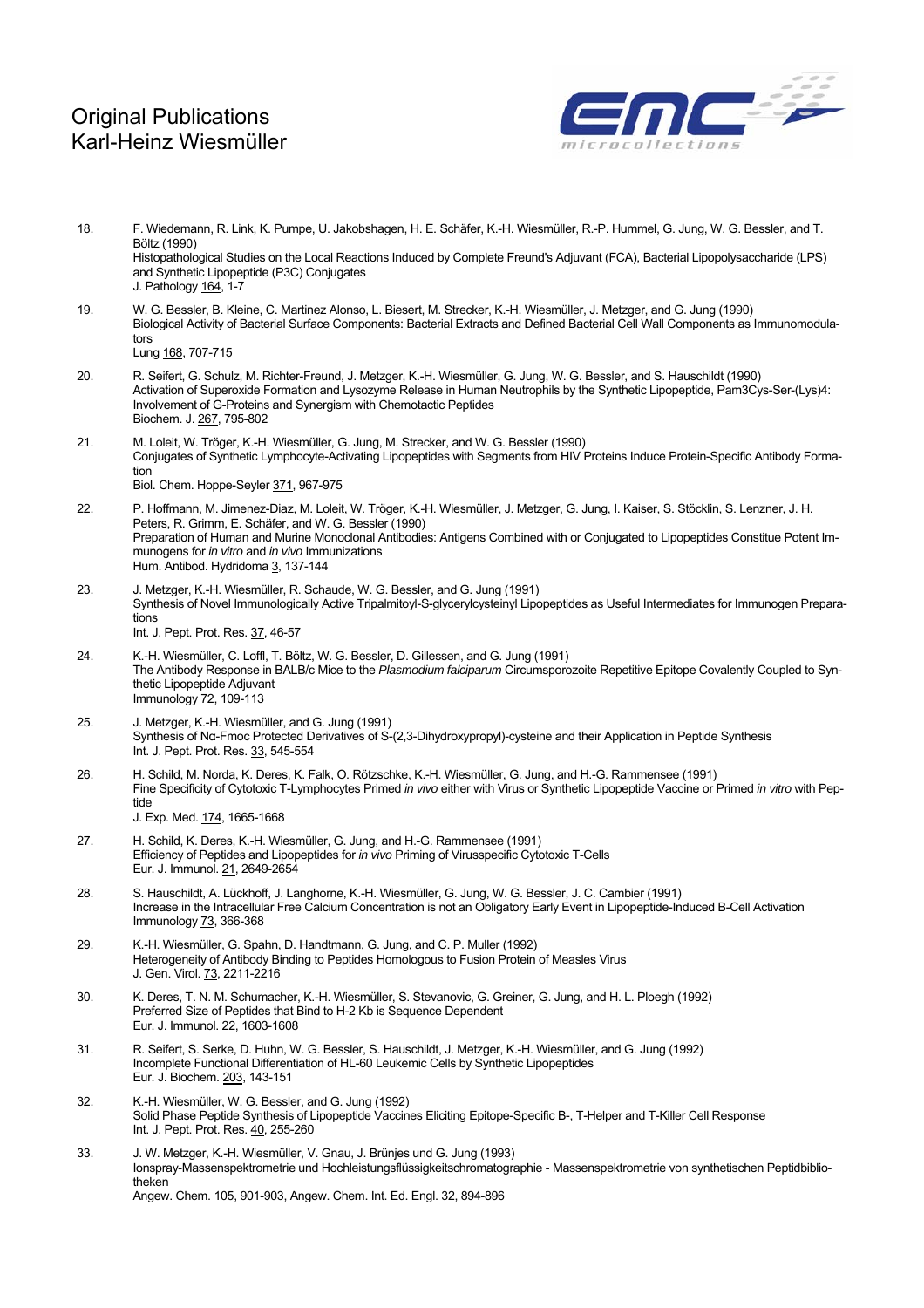18. F. Wiedemann, R. Link, K. Pumpe, U. Jakobshagen, H. E. Schäfer, K.-H. Wiesmüller, R.-P. Hummel, G. Jung, W. G. Bessler, and T. Böltz (1990)
Histopathological Studies on the Local Reactions Induced by Complete Freund's Adjuvant (FCA), Bacterial Lipopolysaccharide (LPS) and Synthetic Lipopeptide (P3C) Conjugates
J. Pathology 164, 1-7

19. W. G. Bessler, B. Kleine, C. Martinez Alonso, L. Biesert, M. Strecker, K.-H. Wiesmüller, J. Metzger, and G. Jung (1990)
Biological Activity of Bacterial Surface Components: Bacterial Extracts and Defined Bacterial Cell Wall Components as Immunomodulators
Lung 168, 707-715

20. R. Seifert, G. Schulz, M. Richter-Freund, J. Metzger, K.-H. Wiesmüller, G. Jung, W. G. Bessler, and S. Hauschildt (1990)
Activation of Superoxide Formation and Lysozyme Release in Human Neutrophils by the Synthetic Lipopeptide, Pam3Cys-Ser-(Lys)4: Involvement of G-Proteins and Synergism with Chemotactic Peptides
Biochem. J. 267, 795-802

21. M. Loleit, W. Tröger, K.-H. Wiesmüller, G. Jung, M. Strecker, and W. G. Bessler (1990)
Conjugates of Synthetic Lymphocyte-Activating Lipopeptides with Segments from HIV Proteins Induce Protein-Specific Antibody Formation
Biol. Chem. Hoppe-Seyler 371, 967-975

22. P. Hoffmann, M. Jimenez-Diaz, M. Loleit, W. Tröger, K.-H. Wiesmüller, J. Metzger, G. Jung, I. Kaiser, S. Stöcklin, S. Lenzner, J. H. Peters, R. Grimm, E. Schäfer, and W. G. Bessler (1990)
Preparation of Human and Murine Monoclonal Antibodies: Antigens Combined with or Conjugated to Lipopeptides Constitue Potent Immunogens for *in vitro* and *in vivo* Immunizations
Hum. Antibod. Hydridoma 3, 137-144

23. J. Metzger, K.-H. Wiesmüller, R. Schaude, W. G. Bessler, and G. Jung (1991)
Synthesis of Novel Immunologically Active Tripalmitoyl-S-glycerylcysteinyl Lipopeptides as Useful Intermediates for Immunogen Preparations
Int. J. Pept. Prot. Res. 37, 46-57

24. K.-H. Wiesmüller, C. Loffl, T. Böltz, W. G. Bessler, D. Gillessen, and G. Jung (1991)
The Antibody Response in BALB/c Mice to the *Plasmodium falciparum* Circumsporozoite Repetitive Epitope Covalently Coupled to Synthetic Lipopeptide Adjuvant
Immunology 72, 109-113

25. J. Metzger, K.-H. Wiesmüller, and G. Jung (1991)
Synthesis of Nα-Fmoc Protected Derivatives of S-(2,3-Dihydroxypropyl)-cysteine and their Application in Peptide Synthesis
Int. J. Pept. Prot. Res. 33, 545-554

26. H. Schild, M. Norda, K. Deres, K. Falk, O. Rötzschke, K.-H. Wiesmüller, G. Jung, and H.-G. Rammensee (1991)
Fine Specificity of Cytotoxic T-Lymphocytes Primed *in vivo* either with Virus or Synthetic Lipopeptide Vaccine or Primed *in vitro* with Peptide
J. Exp. Med. 174, 1665-1668

27. H. Schild, K. Deres, K.-H. Wiesmüller, G. Jung, and H.-G. Rammensee (1991)
Efficiency of Peptides and Lipopeptides for *in vivo* Priming of Virusspecific Cytotoxic T-Cells
Eur. J. Immunol. 21, 2649-2654

28. S. Hauschildt, A. Lückhoff, J. Langhorne, K.-H. Wiesmüller, G. Jung, W. G. Bessler, J. C. Cambier (1991)
Increase in the Intracellular Free Calcium Concentration is not an Obligatory Early Event in Lipopeptide-Induced B-Cell Activation
Immunology 73, 366-368

29. K.-H. Wiesmüller, G. Spahn, D. Handtmann, G. Jung, and C. P. Muller (1992)
Heterogeneity of Antibody Binding to Peptides Homologous to Fusion Protein of Measles Virus
J. Gen. Virol. 73, 2211-2216

30. K. Deres, T. N. M. Schumacher, K.-H. Wiesmüller, S. Stevanovic, G. Greiner, G. Jung, and H. L. Ploegh (1992)
Preferred Size of Peptides that Bind to H-2 Kb is Sequence Dependent
Eur. J. Immunol. 22, 1603-1608

31. R. Seifert, S. Serke, D. Huhn, W. G. Bessler, S. Hauschildt, J. Metzger, K.-H. Wiesmüller, and G. Jung (1992)
Incomplete Functional Differentiation of HL-60 Leukemic Cells by Synthetic Lipopeptides
Eur. J. Biochem. 203, 143-151

32. K.-H. Wiesmüller, W. G. Bessler, and G. Jung (1992)
Solid Phase Peptide Synthesis of Lipopeptide Vaccines Eliciting Epitope-Specific B-, T-Helper and T-Killer Cell Response
Int. J. Pept. Prot. Res. 40, 255-260

33. J. W. Metzger, K.-H. Wiesmüller, V. Gnau, J. Brünjes und G. Jung (1993)
Ionspray-Massenspektrometrie und Hochleistungsflüssigkeitschromatographie - Massenspektrometrie von synthetischen Peptidbibliotheken
Angew. Chem. 105, 901-903, Angew. Chem. Int. Ed. Engl. 32, 894-896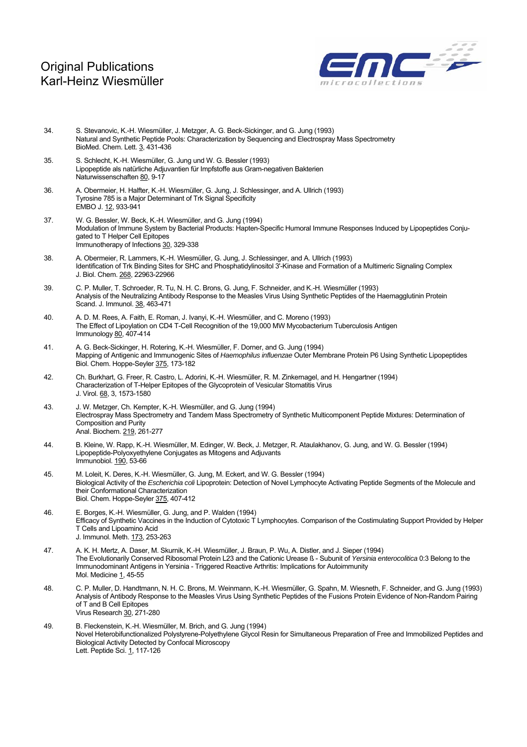34. S. Stevanovic, K.-H. Wiesmüller, J. Metzger, A. G. Beck-Sickinger, and G. Jung (1993)
Natural and Synthetic Peptide Pools: Characterization by Sequencing and Electrospray Mass Spectrometry
BioMed. Chem. Lett. 3, 431-436

35. S. Schlecht, K.-H. Wiesmüller, G. Jung und W. G. Bessler (1993)
Lipopeptide als natürliche Adjuvantien für Impfstoffe aus Gram-negativen Bakterien
Naturwissenschaften 80, 9-17

36. A. Obermeier, H. Halfter, K.-H. Wiesmüller, G. Jung, J. Schlessinger, and A. Ullrich (1993)
Tyrosine 785 is a Major Determinant of Trk Signal Specificity
EMBO J. 12, 933-941

37. W. G. Bessler, W. Beck, K.-H. Wiesmüller, and G. Jung (1994)
Modulation of Immune System by Bacterial Products: Hapten-Specific Humoral Immune Responses Induced by Lipopeptides Conjugated to T Helper Cell Epitopes
Immunotherapy of Infections 30, 329-338

38. A. Obermeier, R. Lammers, K.-H. Wiesmüller, G. Jung, J. Schlessinger, and A. Ullrich (1993)
Identification of Trk Binding Sites for SHC and Phosphatidylinositol 3'-Kinase and Formation of a Multimeric Signaling Complex
J. Biol. Chem. 268, 22963-22966

39. C. P. Muller, T. Schroeder, R. Tu, N. H. C. Brons, G. Jung, F. Schneider, and K.-H. Wiesmüller (1993)
Analysis of the Neutralizing Antibody Response to the Measles Virus Using Synthetic Peptides of the Haemagglutinin Protein
Scand. J. Immunol. 38, 463-471

40. A. D. M. Rees, A. Faith, E. Roman, J. Ivanyi, K.-H. Wiesmüller, and C. Moreno (1993)
The Effect of Lipoylation on CD4 T-Cell Recognition of the 19,000 MW Mycobacterium Tuberculosis Antigen
Immunology 80, 407-414

41. A. G. Beck-Sickinger, H. Rotering, K.-H. Wiesmüller, F. Dorner, and G. Jung (1994)
Mapping of Antigenic and Immunogenic Sites of *Haemophilus influenzae* Outer Membrane Protein P6 Using Synthetic Lipopeptides
Biol. Chem. Hoppe-Seyler 375, 173-182

42. Ch. Burkhart, G. Freer, R. Castro, L. Adorini, K.-H. Wiesmüller, R. M. Zinkernagel, and H. Hengartner (1994)
Characterization of T-Helper Epitopes of the Glycoprotein of Vesicular Stomatitis Virus
J. Virol. 68, 3, 1573-1580

43. J. W. Metzger, Ch. Kempter, K.-H. Wiesmüller, and G. Jung (1994)
Electrospray Mass Spectrometry and Tandem Mass Spectrometry of Synthetic Multicomponent Peptide Mixtures: Determination of Composition and Purity
Anal. Biochem. 219, 261-277

44. B. Kleine, W. Rapp, K.-H. Wiesmüller, M. Edinger, W. Beck, J. Metzger, R. Ataulakhanov, G. Jung, and W. G. Bessler (1994)
Lipopeptide-Polyoxyethylene Conjugates as Mitogens and Adjuvants
Immunobiol. 190, 53-66

45. M. Loleit, K. Deres, K.-H. Wiesmüller, G. Jung, M. Eckert, and W. G. Bessler (1994)
Biological Activity of the *Escherichia coli* Lipoprotein: Detection of Novel Lymphocyte Activating Peptide Segments of the Molecule and their Conformational Characterization
Biol. Chem. Hoppe-Seyler 375, 407-412

46. E. Borges, K.-H. Wiesmüller, G. Jung, and P. Walden (1994)
Efficacy of Synthetic Vaccines in the Induction of Cytotoxic T Lymphocytes. Comparison of the Costimulating Support Provided by Helper T Cells and Lipoamino Acid
J. Immunol. Meth. 173, 253-263

47. A. K. H. Mertz, A. Daser, M. Skurnik, K.-H. Wiesmüller, J. Braun, P. Wu, A. Distler, and J. Sieper (1994)
The Evolutionarily Conserved Ribosomal Protein L23 and the Cationic Urease ß - Subunit of *Yersinia enterocolitica* 0:3 Belong to the Immunodominant Antigens in Yersinia - Triggered Reactive Arthritis: Implications for Autoimmunity
Mol. Medicine 1, 45-55

48. C. P. Muller, D. Handtmann, N. H. C. Brons, M. Weinmann, K.-H. Wiesmüller, G. Spahn, M. Wiesneth, F. Schneider, and G. Jung (1993)
Analysis of Antibody Response to the Measles Virus Using Synthetic Peptides of the Fusions Protein Evidence of Non-Random Pairing of T and B Cell Epitopes
Virus Research 30, 271-280

49. B. Fleckenstein, K.-H. Wiesmüller, M. Brich, and G. Jung (1994)
Novel Heterobifunctionalized Polystyrene-Polyethylene Glycol Resin for Simultaneous Preparation of Free and Immobilized Peptides and Biological Activity Detected by Confocal Microscopy
Lett. Peptide Sci. 1, 117-126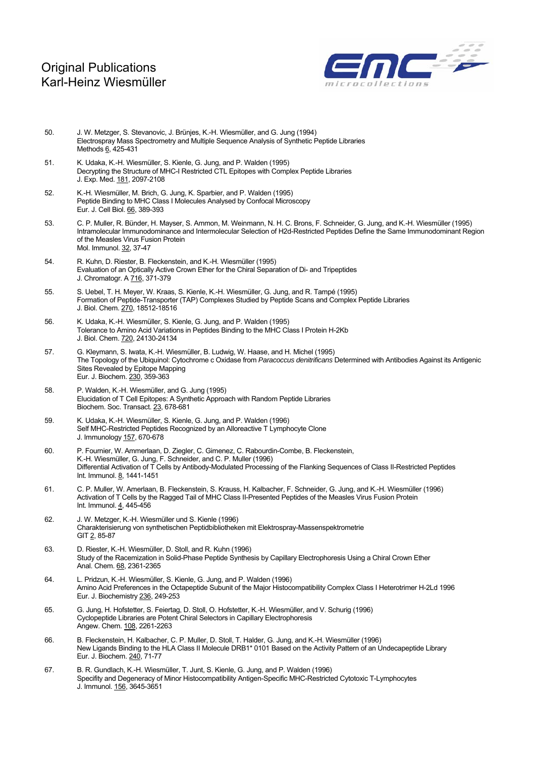# Original Publications
# Karl-Heinz Wiesmüller

50. J. W. Metzger, S. Stevanovic, J. Brünjes, K.-H. Wiesmüller, and G. Jung (1994)
Electrospray Mass Spectrometry and Multiple Sequence Analysis of Synthetic Peptide Libraries
Methods 6, 425-431

51. K. Udaka, K.-H. Wiesmüller, S. Kienle, G. Jung, and P. Walden (1995)
Decrypting the Structure of MHC-I Restricted CTL Epitopes with Complex Peptide Libraries
J. Exp. Med. 181, 2097-2108

52. K.-H. Wiesmüller, M. Brich, G. Jung, K. Sparbier, and P. Walden (1995)
Peptide Binding to MHC Class I Molecules Analysed by Confocal Microscopy
Eur. J. Cell Biol. 66, 389-393

53. C. P. Muller, R. Bünder, H. Mayser, S. Ammon, M. Weinmann, N. H. C. Brons, F. Schneider, G. Jung, and K.-H. Wiesmüller (1995)
Intramolecular Immunodominance and Intermolecular Selection of H2d-Restricted Peptides Define the Same Immunodominant Region of the Measles Virus Fusion Protein
Mol. Immunol. 32, 37-47

54. R. Kuhn, D. Riester, B. Fleckenstein, and K.-H. Wiesmüller (1995)
Evaluation of an Optically Active Crown Ether for the Chiral Separation of Di- and Tripeptides
J. Chromatogr. A 716, 371-379

55. S. Uebel, T. H. Meyer, W. Kraas, S. Kienle, K.-H. Wiesmüller, G. Jung, and R. Tampé (1995)
Formation of Peptide-Transporter (TAP) Complexes Studied by Peptide Scans and Complex Peptide Libraries
J. Biol. Chem. 270, 18512-18516

56. K. Udaka, K.-H. Wiesmüller, S. Kienle, G. Jung, and P. Walden (1995)
Tolerance to Amino Acid Variations in Peptides Binding to the MHC Class I Protein H-2Kb
J. Biol. Chem. 720, 24130-24134

57. G. Kleymann, S. Iwata, K.-H. Wiesmüller, B. Ludwig, W. Haase, and H. Michel (1995)
The Topology of the Ubiquinol: Cytochrome c Oxidase from *Paracoccus denitrificans* Determined with Antibodies Against its Antigenic Sites Revealed by Epitope Mapping
Eur. J. Biochem. 230, 359-363

58. P. Walden, K.-H. Wiesmüller, and G. Jung (1995)
Elucidation of T Cell Epitopes: A Synthetic Approach with Random Peptide Libraries
Biochem. Soc. Transact. 23, 678-681

59. K. Udaka, K.-H. Wiesmüller, S. Kienle, G. Jung, and P. Walden (1996)
Self MHC-Restricted Peptides Recognized by an Alloreactive T Lymphocyte Clone
J. Immunology 157, 670-678

60. P. Fournier, W. Ammerlaan, D. Ziegler, C. Gimenez, C. Rabourdin-Combe, B. Fleckenstein, K.-H. Wiesmüller, G. Jung, F. Schneider, and C. P. Muller (1996)
Differential Activation of T Cells by Antibody-Modulated Processing of the Flanking Sequences of Class II-Restricted Peptides
Int. Immunol. 8, 1441-1451

61. C. P. Muller, W. Amerlaan, B. Fleckenstein, S. Krauss, H. Kalbacher, F. Schneider, G. Jung, and K.-H. Wiesmüller (1996)
Activation of T Cells by the Ragged Tail of MHC Class II-Presented Peptides of the Measles Virus Fusion Protein
Int. Immunol. 4, 445-456

62. J. W. Metzger, K.-H. Wiesmüller und S. Kienle (1996)
Charakterisierung von synthetischen Peptidbibliotheken mit Elektrospray-Massenspektrometrie
GIT 2, 85-87

63. D. Riester, K.-H. Wiesmüller, D. Stoll, and R. Kuhn (1996)
Study of the Racemization in Solid-Phase Peptide Synthesis by Capillary Electrophoresis Using a Chiral Crown Ether
Anal. Chem. 68, 2361-2365

64. L. Pridzun, K.-H. Wiesmüller, S. Kienle, G. Jung, and P. Walden (1996)
Amino Acid Preferences in the Octapeptide Subunit of the Major Histocompatibility Complex Class I Heterotrimer H-2Ld 1996
Eur. J. Biochemistry 236, 249-253

65. G. Jung, H. Hofstetter, S. Feiertag, D. Stoll, O. Hofstetter, K.-H. Wiesmüller, and V. Schurig (1996)
Cyclopeptide Libraries are Potent Chiral Selectors in Capillary Electrophoresis
Angew. Chem. 108, 2261-2263

66. B. Fleckenstein, H. Kalbacher, C. P. Muller, D. Stoll, T. Halder, G. Jung, and K.-H. Wiesmüller (1996)
New Ligands Binding to the HLA Class II Molecule DRB1* 0101 Based on the Activity Pattern of an Undecapeptide Library
Eur. J. Biochem. 240, 71-77

67. B. R. Gundlach, K.-H. Wiesmüller, T. Junt, S. Kienle, G. Jung, and P. Walden (1996)
Specifity and Degeneracy of Minor Histocompatibility Antigen-Specific MHC-Restricted Cytotoxic T-Lymphocytes
J. Immunol. 156, 3645-3651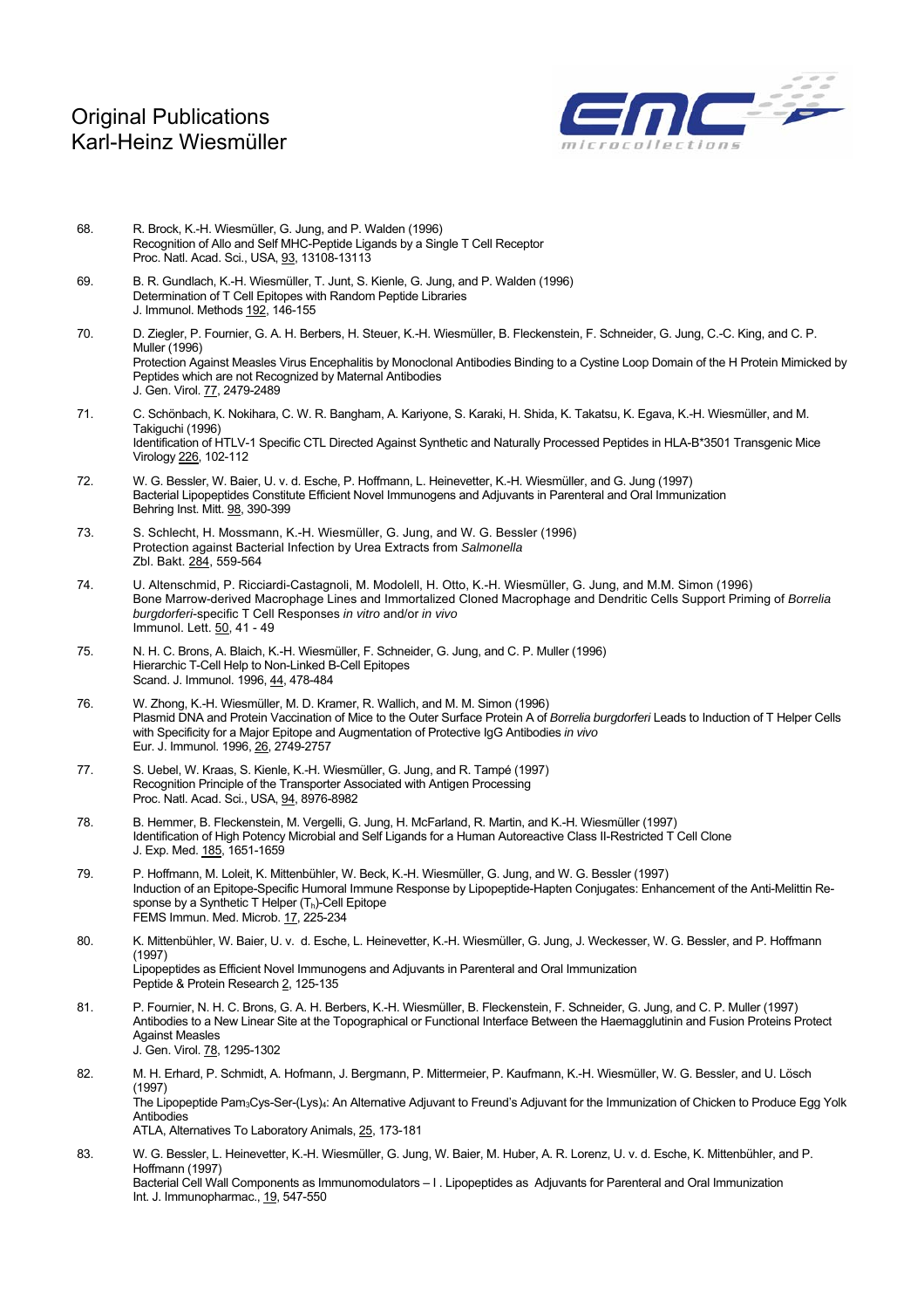68. R. Brock, K.-H. Wiesmüller, G. Jung, and P. Walden (1996)
Recognition of Allo and Self MHC-Peptide Ligands by a Single T Cell Receptor
Proc. Natl. Acad. Sci., USA, 93, 13108-13113

69. B. R. Gundlach, K.-H. Wiesmüller, T. Junt, S. Kienle, G. Jung, and P. Walden (1996)
Determination of T Cell Epitopes with Random Peptide Libraries
J. Immunol. Methods 192, 146-155

70. D. Ziegler, P. Fournier, G. A. H. Berbers, H. Steuer, K.-H. Wiesmüller, B. Fleckenstein, F. Schneider, G. Jung, C.-C. King, and C. P. Muller (1996)
Protection Against Measles Virus Encephalitis by Monoclonal Antibodies Binding to a Cystine Loop Domain of the H Protein Mimicked by Peptides which are not Recognized by Maternal Antibodies
J. Gen. Virol. 77, 2479-2489

71. C. Schönbach, K. Nokihara, C. W. R. Bangham, A. Kariyone, S. Karaki, H. Shida, K. Takatsu, K. Egava, K.-H. Wiesmüller, and M. Takiguchi (1996)
Identification of HTLV-1 Specific CTL Directed Against Synthetic and Naturally Processed Peptides in HLA-B*3501 Transgenic Mice
Virology 226, 102-112

72. W. G. Bessler, W. Baier, U. v. d. Esche, P. Hoffmann, L. Heinevetter, K.-H. Wiesmüller, and G. Jung (1997)
Bacterial Lipopeptides Constitute Efficient Novel Immunogens and Adjuvants in Parenteral and Oral Immunization
Behring Inst. Mitt. 98, 390-399

73. S. Schlecht, H. Mossmann, K.-H. Wiesmüller, G. Jung, and W. G. Bessler (1996)
Protection against Bacterial Infection by Urea Extracts from *Salmonella*
Zbl. Bakt. 284, 559-564

74. U. Altenschmid, P. Ricciardi-Castagnoli, M. Modolell, H. Otto, K.-H. Wiesmüller, G. Jung, and M.M. Simon (1996)
Bone Marrow-derived Macrophage Lines and Immortalized Cloned Macrophage and Dendritic Cells Support Priming of *Borrelia burgdorferi*-specific T Cell Responses *in vitro* and/or *in vivo*
Immunol. Lett. 50, 41 - 49

75. N. H. C. Brons, A. Blaich, K.-H. Wiesmüller, F. Schneider, G. Jung, and C. P. Muller (1996)
Hierarchic T-Cell Help to Non-Linked B-Cell Epitopes
Scand. J. Immunol. 1996, 44, 478-484

76. W. Zhong, K.-H. Wiesmüller, M. D. Kramer, R. Wallich, and M. M. Simon (1996)
Plasmid DNA and Protein Vaccination of Mice to the Outer Surface Protein A of *Borrelia burgdorferi* Leads to Induction of T Helper Cells with Specificity for a Major Epitope and Augmentation of Protective IgG Antibodies *in vivo*
Eur. J. Immunol. 1996, 26, 2749-2757

77. S. Uebel, W. Kraas, S. Kienle, K.-H. Wiesmüller, G. Jung, and R. Tampé (1997)
Recognition Principle of the Transporter Associated with Antigen Processing
Proc. Natl. Acad. Sci., USA, 94, 8976-8982

78. B. Hemmer, B. Fleckenstein, M. Vergelli, G. Jung, H. McFarland, R. Martin, and K.-H. Wiesmüller (1997)
Identification of High Potency Microbial and Self Ligands for a Human Autoreactive Class II-Restricted T Cell Clone
J. Exp. Med. 185, 1651-1659

79. P. Hoffmann, M. Loleit, K. Mittenbühler, W. Beck, K.-H. Wiesmüller, G. Jung, and W. G. Bessler (1997)
Induction of an Epitope-Specific Humoral Immune Response by Lipopeptide-Hapten Conjugates: Enhancement of the Anti-Melittin Response by a Synthetic T Helper ($T_h$)-Cell Epitope
FEMS Immun. Med. Microb. 17, 225-234

80. K. Mittenbühler, W. Baier, U. v. d. Esche, L. Heinevetter, K.-H. Wiesmüller, G. Jung, J. Weckesser, W. G. Bessler, and P. Hoffmann (1997)
Lipopeptides as Efficient Novel Immunogens and Adjuvants in Parenteral and Oral Immunization
Peptide & Protein Research 2, 125-135

81. P. Fournier, N. H. C. Brons, G. A. H. Berbers, K.-H. Wiesmüller, B. Fleckenstein, F. Schneider, G. Jung, and C. P. Muller (1997)
Antibodies to a New Linear Site at the Topographical or Functional Interface Between the Haemagglutinin and Fusion Proteins Protect Against Measles
J. Gen. Virol. 78, 1295-1302

82. M. H. Erhard, P. Schmidt, A. Hofmann, J. Bergmann, P. Mittermeier, P. Kaufmann, K.-H. Wiesmüller, W. G. Bessler, and U. Lösch (1997)
The Lipopeptide $Pam_3$Cys-Ser-$(Lys)_4$: An Alternative Adjuvant to Freund's Adjuvant for the Immunization of Chicken to Produce Egg Yolk Antibodies
ATLA, Alternatives To Laboratory Animals, 25, 173-181

83. W. G. Bessler, L. Heinevetter, K.-H. Wiesmüller, G. Jung, W. Baier, M. Huber, A. R. Lorenz, U. v. d. Esche, K. Mittenbühler, and P. Hoffmann (1997)
Bacterial Cell Wall Components as Immunomodulators – I . Lipopeptides as Adjuvants for Parenteral and Oral Immunization
Int. J. Immunopharmac., 19, 547-550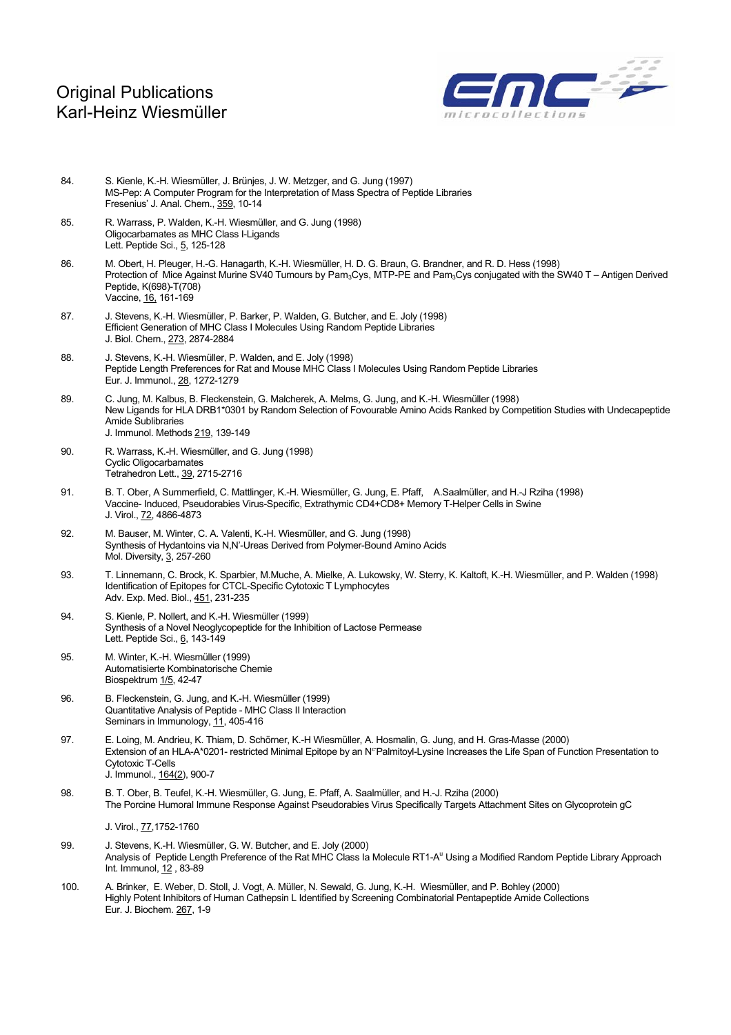Original Publications
Karl-Heinz Wiesmüller

84. S. Kienle, K.-H. Wiesmüller, J. Brünjes, J. W. Metzger, and G. Jung (1997)
MS-Pep: A Computer Program for the Interpretation of Mass Spectra of Peptide Libraries
Fresenius' J. Anal. Chem., 359, 10-14

85. R. Warrass, P. Walden, K.-H. Wiesmüller, and G. Jung (1998)
Oligocarbamates as MHC Class I-Ligands
Lett. Peptide Sci., 5, 125-128

86. M. Obert, H. Pleuger, H.-G. Hanagarth, K.-H. Wiesmüller, H. D. G. Braun, G. Brandner, and R. D. Hess (1998)
Protection of Mice Against Murine SV40 Tumours by $Pam_3Cys$, MTP-PE and $Pam_3Cys$ conjugated with the SW40 T – Antigen Derived Peptide, K(698)-T(708)
Vaccine, 16, 161-169

87. J. Stevens, K.-H. Wiesmüller, P. Barker, P. Walden, G. Butcher, and E. Joly (1998)
Efficient Generation of MHC Class I Molecules Using Random Peptide Libraries
J. Biol. Chem., 273, 2874-2884

88. J. Stevens, K.-H. Wiesmüller, P. Walden, and E. Joly (1998)
Peptide Length Preferences for Rat and Mouse MHC Class I Molecules Using Random Peptide Libraries
Eur. J. Immunol., 28, 1272-1279

89. C. Jung, M. Kalbus, B. Fleckenstein, G. Malcherek, A. Melms, G. Jung, and K.-H. Wiesmüller (1998)
New Ligands for HLA DRB1*0301 by Random Selection of Fovourable Amino Acids Ranked by Competition Studies with Undecapeptide Amide Sublibraries
J. Immunol. Methods 219, 139-149

90. R. Warrass, K.-H. Wiesmüller, and G. Jung (1998)
Cyclic Oligocarbamates
Tetrahedron Lett., 39, 2715-2716

91. B. T. Ober, A Summerfield, C. Mattlinger, K.-H. Wiesmüller, G. Jung, E. Pfaff, A.Saalmüller, and H.-J Rziha (1998)
Vaccine- Induced, Pseudorabies Virus-Specific, Extrathymic CD4+CD8+ Memory T-Helper Cells in Swine
J. Virol., 72, 4866-4873

92. M. Bauser, M. Winter, C. A. Valenti, K.-H. Wiesmüller, and G. Jung (1998)
Synthesis of Hydantoins via N,N'-Ureas Derived from Polymer-Bound Amino Acids
Mol. Diversity, 3, 257-260

93. T. Linnemann, C. Brock, K. Sparbier, M.Muche, A. Mielke, A. Lukowsky, W. Sterry, K. Kaltoft, K.-H. Wiesmüller, and P. Walden (1998)
Identification of Epitopes for CTCL-Specific Cytotoxic T Lymphocytes
Adv. Exp. Med. Biol., 451, 231-235

94. S. Kienle, P. Nollert, and K.-H. Wiesmüller (1999)
Synthesis of a Novel Neoglycopeptide for the Inhibition of Lactose Permease
Lett. Peptide Sci., 6, 143-149

95. M. Winter, K.-H. Wiesmüller (1999)
Automatisierte Kombinatorische Chemie
Biospektrum 1/5, 42-47

96. B. Fleckenstein, G. Jung, and K.-H. Wiesmüller (1999)
Quantitative Analysis of Peptide - MHC Class II Interaction
Seminars in Immunology, 11, 405-416

97. E. Loing, M. Andrieu, K. Thiam, D. Schörner, K.-H Wiesmüller, A. Hosmalin, G. Jung, and H. Gras-Masse (2000)
Extension of an HLA-A*0201- restricted Minimal Epitope by an $N^{\varepsilon}$Palmitoyl-Lysine Increases the Life Span of Function Presentation to Cytotoxic T-Cells
J. Immunol., 164(2), 900-7

98. B. T. Ober, B. Teufel, K.-H. Wiesmüller, G. Jung, E. Pfaff, A. Saalmüller, and H.-J. Rziha (2000)
The Porcine Humoral Immune Response Against Pseudorabies Virus Specifically Targets Attachment Sites on Glycoprotein gC
J. Virol., 77,1752-1760

99. J. Stevens, K.-H. Wiesmüller, G. W. Butcher, and E. Joly (2000)
Analysis of Peptide Length Preference of the Rat MHC Class Ia Molecule $RT1\text{-}A^{u}$ Using a Modified Random Peptide Library Approach
Int. Immunol, 12 , 83-89

100. A. Brinker, E. Weber, D. Stoll, J. Vogt, A. Müller, N. Sewald, G. Jung, K.-H. Wiesmüller, and P. Bohley (2000)
Highly Potent Inhibitors of Human Cathepsin L Identified by Screening Combinatorial Pentapeptide Amide Collections
Eur. J. Biochem. 267, 1-9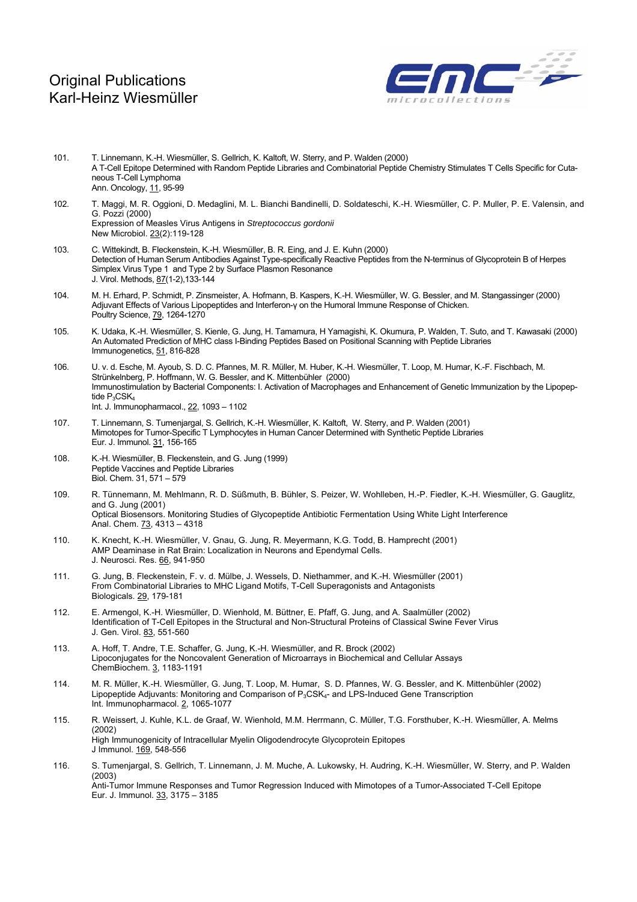# Original Publications
# Karl-Heinz Wiesmüller

101. T. Linnemann, K.-H. Wiesmüller, S. Gellrich, K. Kaltoft, W. Sterry, and P. Walden (2000)
A T-Cell Epitope Determined with Random Peptide Libraries and Combinatorial Peptide Chemistry Stimulates T Cells Specific for Cutaneous T-Cell Lymphoma
Ann. Oncology, 11, 95-99

102. T. Maggi, M. R. Oggioni, D. Medaglini, M. L. Bianchi Bandinelli, D. Soldateschi, K.-H. Wiesmüller, C. P. Muller, P. E. Valensin, and G. Pozzi (2000)
Expression of Measles Virus Antigens in *Streptococcus gordonii*
New Microbiol. 23(2):119-128

103. C. Wittekindt, B. Fleckenstein, K.-H. Wiesmüller, B. R. Eing, and J. E. Kuhn (2000)
Detection of Human Serum Antibodies Against Type-specifically Reactive Peptides from the N-terminus of Glycoprotein B of Herpes Simplex Virus Type 1 and Type 2 by Surface Plasmon Resonance
J. Virol. Methods, 87(1-2),133-144

104. M. H. Erhard, P. Schmidt, P. Zinsmeister, A. Hofmann, B. Kaspers, K.-H. Wiesmüller, W. G. Bessler, and M. Stangassinger (2000)
Adjuvant Effects of Various Lipopeptides and Interferon-γ on the Humoral Immune Response of Chicken.
Poultry Science, 79, 1264-1270

105. K. Udaka, K.-H. Wiesmüller, S. Kienle, G. Jung, H. Tamamura, H Yamagishi, K. Okumura, P. Walden, T. Suto, and T. Kawasaki (2000)
An Automated Prediction of MHC class I-Binding Peptides Based on Positional Scanning with Peptide Libraries
Immunogenetics, 51, 816-828

106. U. v. d. Esche, M. Ayoub, S. D. C. Pfannes, M. R. Müller, M. Huber, K.-H. Wiesmüller, T. Loop, M. Humar, K.-F. Fischbach, M. Strünkelnberg, P. Hoffmann, W. G. Bessler, and K. Mittenbühler (2000)
Immunostimulation by Bacterial Components: I. Activation of Macrophages and Enhancement of Genetic Immunization by the Lipopeptide $P_3CSK_4$
Int. J. Immunopharmacol., 22, 1093 – 1102

107. T. Linnemann, S. Tumenjargal, S. Gellrich, K.-H. Wiesmüller, K. Kaltoft, W. Sterry, and P. Walden (2001)
Mimotopes for Tumor-Specific T Lymphocytes in Human Cancer Determined with Synthetic Peptide Libraries
Eur. J. Immunol. 31, 156-165

108. K.-H. Wiesmüller, B. Fleckenstein, and G. Jung (1999)
Peptide Vaccines and Peptide Libraries
Biol. Chem. 31, 571 – 579

109. R. Tünnemann, M. Mehlmann, R. D. Süßmuth, B. Bühler, S. Peizer, W. Wohlleben, H.-P. Fiedler, K.-H. Wiesmüller, G. Gauglitz, and G. Jung (2001)
Optical Biosensors. Monitoring Studies of Glycopeptide Antibiotic Fermentation Using White Light Interference
Anal. Chem. 73, 4313 – 4318

110. K. Knecht, K.-H. Wiesmüller, V. Gnau, G. Jung, R. Meyermann, K.G. Todd, B. Hamprecht (2001)
AMP Deaminase in Rat Brain: Localization in Neurons and Ependymal Cells.
J. Neurosci. Res. 66, 941-950

111. G. Jung, B. Fleckenstein, F. v. d. Mülbe, J. Wessels, D. Niethammer, and K.-H. Wiesmüller (2001)
From Combinatorial Libraries to MHC Ligand Motifs, T-Cell Superagonists and Antagonists
Biologicals. 29, 179-181

112. E. Armengol, K.-H. Wiesmüller, D. Wienhold, M. Büttner, E. Pfaff, G. Jung, and A. Saalmüller (2002)
Identification of T-Cell Epitopes in the Structural and Non-Structural Proteins of Classical Swine Fever Virus
J. Gen. Virol. 83, 551-560

113. A. Hoff, T. Andre, T.E. Schaffer, G. Jung, K.-H. Wiesmüller, and R. Brock (2002)
Lipoconjugates for the Noncovalent Generation of Microarrays in Biochemical and Cellular Assays
ChemBiochem. 3, 1183-1191

114. M. R. Müller, K.-H. Wiesmüller, G. Jung, T. Loop, M. Humar, S. D. Pfannes, W. G. Bessler, and K. Mittenbühler (2002)
Lipopeptide Adjuvants: Monitoring and Comparison of $P_3CSK_4$- and LPS-Induced Gene Transcription
Int. Immunopharmacol. 2, 1065-1077

115. R. Weissert, J. Kuhle, K.L. de Graaf, W. Wienhold, M.M. Herrmann, C. Müller, T.G. Forsthuber, K.-H. Wiesmüller, A. Melms (2002)
High Immunogenicity of Intracellular Myelin Oligodendrocyte Glycoprotein Epitopes
J Immunol. 169, 548-556

116. S. Tumenjargal, S. Gellrich, T. Linnemann, J. M. Muche, A. Lukowsky, H. Audring, K.-H. Wiesmüller, W. Sterry, and P. Walden (2003)
Anti-Tumor Immune Responses and Tumor Regression Induced with Mimotopes of a Tumor-Associated T-Cell Epitope
Eur. J. Immunol. 33, 3175 – 3185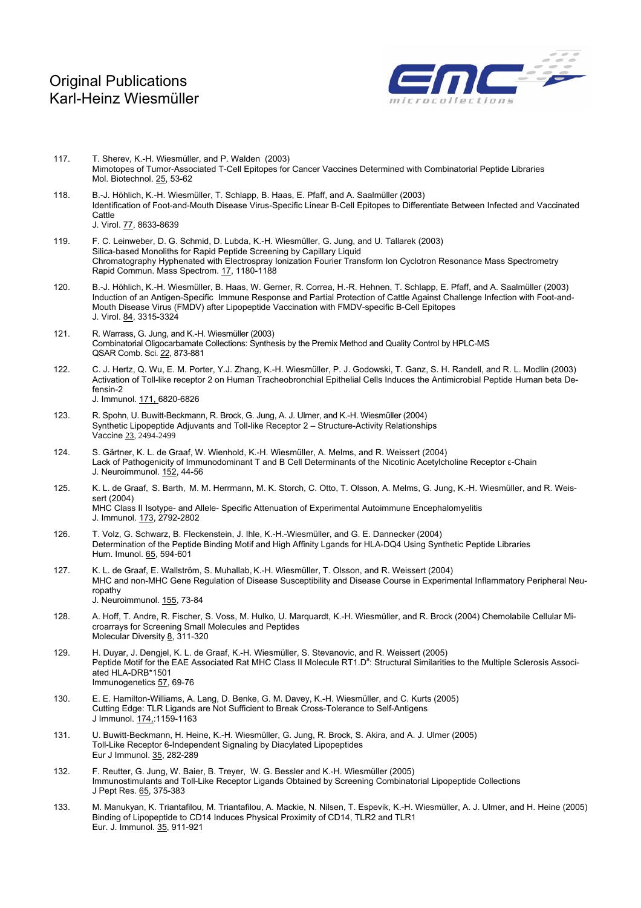Original Publications
Karl-Heinz Wiesmüller

117. T. Sherev, K.-H. Wiesmüller, and P. Walden (2003)
Mimotopes of Tumor-Associated T-Cell Epitopes for Cancer Vaccines Determined with Combinatorial Peptide Libraries
Mol. Biotechnol. 25, 53-62

118. B.-J. Höhlich, K.-H. Wiesmüller, T. Schlapp, B. Haas, E. Pfaff, and A. Saalmüller (2003)
Identification of Foot-and-Mouth Disease Virus-Specific Linear B-Cell Epitopes to Differentiate Between Infected and Vaccinated Cattle
J. Virol. 77, 8633-8639

119. F. C. Leinweber, D. G. Schmid, D. Lubda, K.-H. Wiesmüller, G. Jung, and U. Tallarek (2003)
Silica-based Monoliths for Rapid Peptide Screening by Capillary Liquid Chromatography Hyphenated with Electrospray Ionization Fourier Transform Ion Cyclotron Resonance Mass Spectrometry
Rapid Commun. Mass Spectrom. 17, 1180-1188

120. B.-J. Höhlich, K.-H. Wiesmüller, B. Haas, W. Gerner, R. Correa, H.-R. Hehnen, T. Schlapp, E. Pfaff, and A. Saalmüller (2003)
Induction of an Antigen-Specific Immune Response and Partial Protection of Cattle Against Challenge Infection with Foot-and-Mouth Disease Virus (FMDV) after Lipopeptide Vaccination with FMDV-specific B-Cell Epitopes
J. Virol. 84, 3315-3324

121. R. Warrass, G. Jung, and K.-H. Wiesmüller (2003)
Combinatorial Oligocarbamate Collections: Synthesis by the Premix Method and Quality Control by HPLC-MS
QSAR Comb. Sci. 22, 873-881

122. C. J. Hertz, Q. Wu, E. M. Porter, Y.J. Zhang, K.-H. Wiesmüller, P. J. Godowski, T. Ganz, S. H. Randell, and R. L. Modlin (2003)
Activation of Toll-like receptor 2 on Human Tracheobronchial Epithelial Cells Induces the Antimicrobial Peptide Human beta Defensin-2
J. Immunol. 171, 6820-6826

123. R. Spohn, U. Buwitt-Beckmann, R. Brock, G. Jung, A. J. Ulmer, and K.-H. Wiesmüller (2004)
Synthetic Lipopeptide Adjuvants and Toll-like Receptor 2 – Structure-Activity Relationships
Vaccine 23, 2494-2499

124. S. Gärtner, K. L. de Graaf, W. Wienhold, K.-H. Wiesmüller, A. Melms, and R. Weissert (2004)
Lack of Pathogenicity of Immunodominant T and B Cell Determinants of the Nicotinic Acetylcholine Receptor ε-Chain
J. Neuroimmunol. 152, 44-56

125. K. L. de Graaf, S. Barth, M. M. Herrmann, M. K. Storch, C. Otto, T. Olsson, A. Melms, G. Jung, K.-H. Wiesmüller, and R. Weissert (2004)
MHC Class II Isotype- and Allele- Specific Attenuation of Experimental Autoimmune Encephalomyelitis
J. Immunol. 173, 2792-2802

126. T. Volz, G. Schwarz, B. Fleckenstein, J. Ihle, K.-H.-Wiesmüller, and G. E. Dannecker (2004)
Determination of the Peptide Binding Motif and High Affinity Lgands for HLA-DQ4 Using Synthetic Peptide Libraries
Hum. Imunol. 65, 594-601

127. K. L. de Graaf, E. Wallström, S. Muhallab, K.-H. Wiesmüller, T. Olsson, and R. Weissert (2004)
MHC and non-MHC Gene Regulation of Disease Susceptibility and Disease Course in Experimental Inflammatory Peripheral Neuropathy
J. Neuroimmunol. 155, 73-84

128. A. Hoff, T. Andre, R. Fischer, S. Voss, M. Hulko, U. Marquardt, K.-H. Wiesmüller, and R. Brock (2004) Chemolabile Cellular Microarrays for Screening Small Molecules and Peptides
Molecular Diversity 8, 311-320

129. H. Duyar, J. Dengjel, K. L. de Graaf, K.-H. Wiesmüller, S. Stevanovic, and R. Weissert (2005)
Peptide Motif for the EAE Associated Rat MHC Class II Molecule RT1.D[a]: Structural Similarities to the Multiple Sclerosis Associated HLA-DRB*1501
Immunogenetics 57, 69-76

130. E. E. Hamilton-Williams, A. Lang, D. Benke, G. M. Davey, K.-H. Wiesmüller, and C. Kurts (2005)
Cutting Edge: TLR Ligands are Not Sufficient to Break Cross-Tolerance to Self-Antigens
J Immunol. 174,:1159-1163

131. U. Buwitt-Beckmann, H. Heine, K.-H. Wiesmüller, G. Jung, R. Brock, S. Akira, and A. J. Ulmer (2005)
Toll-Like Receptor 6-Independent Signaling by Diacylated Lipopeptides
Eur J Immunol. 35, 282-289

132. F. Reutter, G. Jung, W. Baier, B. Treyer, W. G. Bessler and K.-H. Wiesmüller (2005)
Immunostimulants and Toll-Like Receptor Ligands Obtained by Screening Combinatorial Lipopeptide Collections
J Pept Res. 65, 375-383

133. M. Manukyan, K. Triantafilou, M. Triantafilou, A. Mackie, N. Nilsen, T. Espevik, K.-H. Wiesmüller, A. J. Ulmer, and H. Heine (2005)
Binding of Lipopeptide to CD14 Induces Physical Proximity of CD14, TLR2 and TLR1
Eur. J. Immunol. 35, 911-921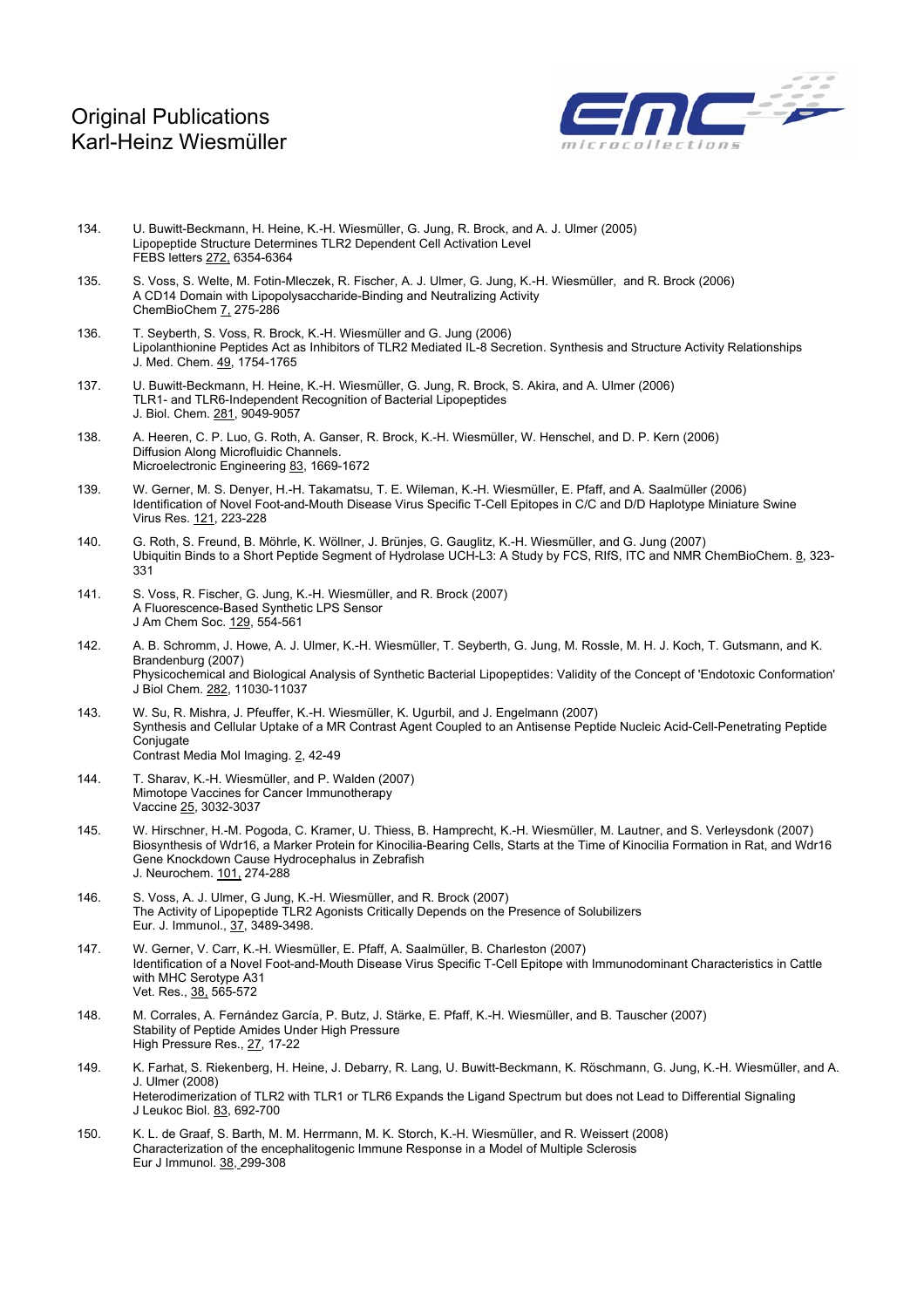134. U. Buwitt-Beckmann, H. Heine, K.-H. Wiesmüller, G. Jung, R. Brock, and A. J. Ulmer (2005)
Lipopeptide Structure Determines TLR2 Dependent Cell Activation Level
FEBS letters 272, 6354-6364

135. S. Voss, S. Welte, M. Fotin-Mleczek, R. Fischer, A. J. Ulmer, G. Jung, K.-H. Wiesmüller, and R. Brock (2006)
A CD14 Domain with Lipopolysaccharide-Binding and Neutralizing Activity
ChemBioChem 7, 275-286

136. T. Seyberth, S. Voss, R. Brock, K.-H. Wiesmüller and G. Jung (2006)
Lipolanthionine Peptides Act as Inhibitors of TLR2 Mediated IL-8 Secretion. Synthesis and Structure Activity Relationships
J. Med. Chem. 49, 1754-1765

137. U. Buwitt-Beckmann, H. Heine, K.-H. Wiesmüller, G. Jung, R. Brock, S. Akira, and A. Ulmer (2006)
TLR1- and TLR6-Independent Recognition of Bacterial Lipopeptides
J. Biol. Chem. 281, 9049-9057

138. A. Heeren, C. P. Luo, G. Roth, A. Ganser, R. Brock, K.-H. Wiesmüller, W. Henschel, and D. P. Kern (2006)
Diffusion Along Microfluidic Channels.
Microelectronic Engineering 83, 1669-1672

139. W. Gerner, M. S. Denyer, H.-H. Takamatsu, T. E. Wileman, K.-H. Wiesmüller, E. Pfaff, and A. Saalmüller (2006)
Identification of Novel Foot-and-Mouth Disease Virus Specific T-Cell Epitopes in C/C and D/D Haplotype Miniature Swine
Virus Res. 121, 223-228

140. G. Roth, S. Freund, B. Möhrle, K. Wöllner, J. Brünjes, G. Gauglitz, K.-H. Wiesmüller, and G. Jung (2007)
Ubiquitin Binds to a Short Peptide Segment of Hydrolase UCH-L3: A Study by FCS, RIfS, ITC and NMR ChemBioChem. 8, 323-331

141. S. Voss, R. Fischer, G. Jung, K.-H. Wiesmüller, and R. Brock (2007)
A Fluorescence-Based Synthetic LPS Sensor
J Am Chem Soc. 129, 554-561

142. A. B. Schromm, J. Howe, A. J. Ulmer, K.-H. Wiesmüller, T. Seyberth, G. Jung, M. Rossle, M. H. J. Koch, T. Gutsmann, and K. Brandenburg (2007)
Physicochemical and Biological Analysis of Synthetic Bacterial Lipopeptides: Validity of the Concept of 'Endotoxic Conformation'
J Biol Chem. 282, 11030-11037

143. W. Su, R. Mishra, J. Pfeuffer, K.-H. Wiesmüller, K. Ugurbil, and J. Engelmann (2007)
Synthesis and Cellular Uptake of a MR Contrast Agent Coupled to an Antisense Peptide Nucleic Acid-Cell-Penetrating Peptide Conjugate
Contrast Media Mol Imaging. 2, 42-49

144. T. Sharav, K.-H. Wiesmüller, and P. Walden (2007)
Mimotope Vaccines for Cancer Immunotherapy
Vaccine 25, 3032-3037

145. W. Hirschner, H.-M. Pogoda, C. Kramer, U. Thiess, B. Hamprecht, K.-H. Wiesmüller, M. Lautner, and S. Verleysdonk (2007)
Biosynthesis of Wdr16, a Marker Protein for Kinocilia-Bearing Cells, Starts at the Time of Kinocilia Formation in Rat, and Wdr16 Gene Knockdown Cause Hydrocephalus in Zebrafish
J. Neurochem. 101, 274-288

146. S. Voss, A. J. Ulmer, G Jung, K.-H. Wiesmüller, and R. Brock (2007)
The Activity of Lipopeptide TLR2 Agonists Critically Depends on the Presence of Solubilizers
Eur. J. Immunol., 37, 3489-3498.

147. W. Gerner, V. Carr, K.-H. Wiesmüller, E. Pfaff, A. Saalmüller, B. Charleston (2007)
Identification of a Novel Foot-and-Mouth Disease Virus Specific T-Cell Epitope with Immunodominant Characteristics in Cattle with MHC Serotype A31
Vet. Res., 38, 565-572

148. M. Corrales, A. Fernández García, P. Butz, J. Stärke, E. Pfaff, K.-H. Wiesmüller, and B. Tauscher (2007)
Stability of Peptide Amides Under High Pressure
High Pressure Res., 27, 17-22

149. K. Farhat, S. Riekenberg, H. Heine, J. Debarry, R. Lang, U. Buwitt-Beckmann, K. Röschmann, G. Jung, K.-H. Wiesmüller, and A. J. Ulmer (2008)
Heterodimerization of TLR2 with TLR1 or TLR6 Expands the Ligand Spectrum but does not Lead to Differential Signaling
J Leukoc Biol. 83, 692-700

150. K. L. de Graaf, S. Barth, M. M. Herrmann, M. K. Storch, K.-H. Wiesmüller, and R. Weissert (2008)
Characterization of the encephalitogenic Immune Response in a Model of Multiple Sclerosis
Eur J Immunol. 38, 299-308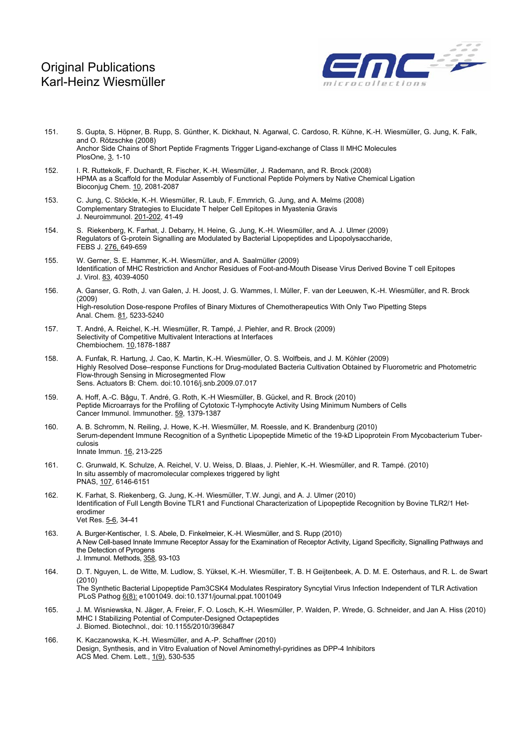151. S. Gupta, S. Höpner, B. Rupp, S. Günther, K. Dickhaut, N. Agarwal, C. Cardoso, R. Kühne, K.-H. Wiesmüller, G. Jung, K. Falk, and O. Rötzschke (2008)
Anchor Side Chains of Short Peptide Fragments Trigger Ligand-exchange of Class II MHC Molecules
PlosOne, 3, 1-10

152. I. R. Ruttekolk, F. Duchardt, R. Fischer, K.-H. Wiesmüller, J. Rademann, and R. Brock (2008)
HPMA as a Scaffold for the Modular Assembly of Functional Peptide Polymers by Native Chemical Ligation
Bioconjug Chem. 10, 2081-2087

153. C. Jung, C. Stöckle, K.-H. Wiesmüller, R. Laub, F. Emmrich, G. Jung, and A. Melms (2008)
Complementary Strategies to Elucidate T helper Cell Epitopes in Myastenia Gravis
J. Neuroimmunol. 201-202, 41-49

154. S. Riekenberg, K. Farhat, J. Debarry, H. Heine, G. Jung, K.-H. Wiesmüller, and A. J. Ulmer (2009)
Regulators of G-protein Signalling are Modulated by Bacterial Lipopeptides and Lipopolysaccharide,
FEBS J. 276, 649-659

155. W. Gerner, S. E. Hammer, K.-H. Wiesmüller, and A. Saalmüller (2009)
Identification of MHC Restriction and Anchor Residues of Foot-and-Mouth Disease Virus Derived Bovine T cell Epitopes
J. Virol. 83, 4039-4050

156. A. Ganser, G. Roth, J. van Galen, J. H. Joost, J. G. Wammes, I. Müller, F. van der Leeuwen, K.-H. Wiesmüller, and R. Brock (2009)
High-resolution Dose-respone Profiles of Binary Mixtures of Chemotherapeutics With Only Two Pipetting Steps
Anal. Chem. 81, 5233-5240

157. T. André, A. Reichel, K.-H. Wiesmüller, R. Tampé, J. Piehler, and R. Brock (2009)
Selectivity of Competitive Multivalent Interactions at Interfaces
Chembiochem. 10,1878-1887

158. A. Funfak, R. Hartung, J. Cao, K. Martin, K.-H. Wiesmüller, O. S. Wolfbeis, and J. M. Köhler (2009)
Highly Resolved Dose–response Functions for Drug-modulated Bacteria Cultivation Obtained by Fluorometric and Photometric Flow-through Sensing in Microsegmented Flow
Sens. Actuators B: Chem. doi:10.1016/j.snb.2009.07.017

159. A. Hoff, A.-C. Bâgu, T. André, G. Roth, K.-H Wiesmüller, B. Gückel, and R. Brock (2010)
Peptide Microarrays for the Profiling of Cytotoxic T-lymphocyte Activity Using Minimum Numbers of Cells
Cancer Immunol. Immunother. 59, 1379-1387

160. A. B. Schromm, N. Reiling, J. Howe, K.-H. Wiesmüller, M. Roessle, and K. Brandenburg (2010)
Serum-dependent Immune Recognition of a Synthetic Lipopeptide Mimetic of the 19-kD Lipoprotein From Mycobacterium Tuberculosis
Innate Immun. 16, 213-225

161. C. Grunwald, K. Schulze, A. Reichel, V. U. Weiss, D. Blaas, J. Piehler, K.-H. Wiesmüller, and R. Tampé. (2010)
In situ assembly of macromolecular complexes triggered by light
PNAS, 107, 6146-6151

162. K. Farhat, S. Riekenberg, G. Jung, K.-H. Wiesmüller, T.W. Jungi, and A. J. Ulmer (2010)
Identification of Full Length Bovine TLR1 and Functional Characterization of Lipopeptide Recognition by Bovine TLR2/1 Heterodimer
Vet Res. 5-6, 34-41

163. A. Burger-Kentischer, I. S. Abele, D. Finkelmeier, K.-H. Wiesmüller, and S. Rupp (2010)
A New Cell-based Innate Immune Receptor Assay for the Examination of Receptor Activity, Ligand Specificity, Signalling Pathways and the Detection of Pyrogens
J. Immunol. Methods, 358, 93-103

164. D. T. Nguyen, L. de Witte, M. Ludlow, S. Yüksel, K.-H. Wiesmüller, T. B. H Geijtenbeek, A. D. M. E. Osterhaus, and R. L. de Swart (2010)
The Synthetic Bacterial Lipopeptide Pam3CSK4 Modulates Respiratory Syncytial Virus Infection Independent of TLR Activation
PLoS Pathog 6(8): e1001049. doi:10.1371/journal.ppat.1001049

165. J. M. Wisniewska, N. Jäger, A. Freier, F. O. Losch, K.-H. Wiesmüller, P. Walden, P. Wrede, G. Schneider, and Jan A. Hiss (2010)
MHC I Stabilizing Potential of Computer-Designed Octapeptides
J. Biomed. Biotechnol., doi: 10.1155/2010/396847

166. K. Kaczanowska, K.-H. Wiesmüller, and A.-P. Schaffner (2010)
Design, Synthesis, and in Vitro Evaluation of Novel Aminomethyl-pyridines as DPP-4 Inhibitors
ACS Med. Chem. Lett., 1(9), 530-535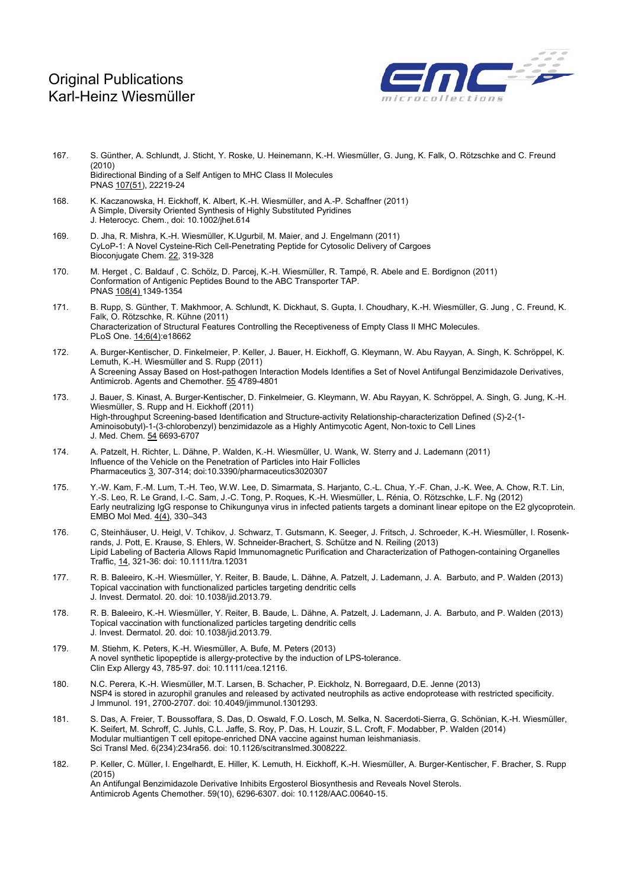167. S. Günther, A. Schlundt, J. Sticht, Y. Roske, U. Heinemann, K.-H. Wiesmüller, G. Jung, K. Falk, O. Rötzschke and C. Freund (2010)
Bidirectional Binding of a Self Antigen to MHC Class II Molecules
PNAS 107(51), 22219-24

168. K. Kaczanowska, H. Eickhoff, K. Albert, K.-H. Wiesmüller, and A.-P. Schaffner (2011)
A Simple, Diversity Oriented Synthesis of Highly Substituted Pyridines
J. Heterocyc. Chem., doi: 10.1002/jhet.614

169. D. Jha, R. Mishra, K.-H. Wiesmüller, K.Ugurbil, M. Maier, and J. Engelmann (2011)
CyLoP-1: A Novel Cysteine-Rich Cell-Penetrating Peptide for Cytosolic Delivery of Cargoes
Bioconjugate Chem. 22, 319-328

170. M. Herget , C. Baldauf , C. Schölz, D. Parcej, K.-H. Wiesmüller, R. Tampé, R. Abele and E. Bordignon (2011)
Conformation of Antigenic Peptides Bound to the ABC Transporter TAP.
PNAS 108(4) 1349-1354

171. B. Rupp, S. Günther, T. Makhmoor, A. Schlundt, K. Dickhaut, S. Gupta, I. Choudhary, K.-H. Wiesmüller, G. Jung , C. Freund, K. Falk, O. Rötzschke, R. Kühne (2011)
Characterization of Structural Features Controlling the Receptiveness of Empty Class II MHC Molecules.
PLoS One. 14;6(4):e18662

172. A. Burger-Kentischer, D. Finkelmeier, P. Keller, J. Bauer, H. Eickhoff, G. Kleymann, W. Abu Rayyan, A. Singh, K. Schröppel, K. Lemuth, K.-H. Wiesmüller and S. Rupp (2011)
A Screening Assay Based on Host-pathogen Interaction Models Identifies a Set of Novel Antifungal Benzimidazole Derivatives,
Antimicrob. Agents and Chemother. 55 4789-4801

173. J. Bauer, S. Kinast, A. Burger-Kentischer, D. Finkelmeier, G. Kleymann, W. Abu Rayyan, K. Schröppel, A. Singh, G. Jung, K.-H. Wiesmüller, S. Rupp and H. Eickhoff (2011)
High-throughput Screening-based Identification and Structure-activity Relationship-characterization Defined (*S*)-2-(1-Aminoisobutyl)-1-(3-chlorobenzyl) benzimidazole as a Highly Antimycotic Agent, Non-toxic to Cell Lines
J. Med. Chem. 54 6693-6707

174. A. Patzelt, H. Richter, L. Dähne, P. Walden, K.-H. Wiesmüller, U. Wank, W. Sterry and J. Lademann (2011)
Influence of the Vehicle on the Penetration of Particles into Hair Follicles
Pharmaceutics 3, 307-314; doi:10.3390/pharmaceutics3020307

175. Y.-W. Kam, F.-M. Lum, T.-H. Teo, W.W. Lee, D. Simarmata, S. Harjanto, C.-L. Chua, Y.-F. Chan, J.-K. Wee, A. Chow, R.T. Lin, Y.-S. Leo, R. Le Grand, I.-C. Sam, J.-C. Tong, P. Roques, K.-H. Wiesmüller, L. Rénia, O. Rötzschke, L.F. Ng (2012)
Early neutralizing IgG response to Chikungunya virus in infected patients targets a dominant linear epitope on the E2 glycoprotein.
EMBO Mol Med. 4(4), 330–343

176. C, Steinhäuser, U. Heigl, V. Tchikov, J. Schwarz, T. Gutsmann, K. Seeger, J. Fritsch, J. Schroeder, K.-H. Wiesmüller, I. Rosenkrands, J. Pott, E. Krause, S. Ehlers, W. Schneider-Brachert, S. Schütze and N. Reiling (2013)
Lipid Labeling of Bacteria Allows Rapid Immunomagnetic Purification and Characterization of Pathogen-containing Organelles
Traffic, 14, 321-36: doi: 10.1111/tra.12031

177. R. B. Baleeiro, K.-H. Wiesmüller, Y. Reiter, B. Baude, L. Dähne, A. Patzelt, J. Lademann, J. A. Barbuto, and P. Walden (2013)
Topical vaccination with functionalized particles targeting dendritic cells
J. Invest. Dermatol. 20. doi: 10.1038/jid.2013.79.

178. R. B. Baleeiro, K.-H. Wiesmüller, Y. Reiter, B. Baude, L. Dähne, A. Patzelt, J. Lademann, J. A. Barbuto, and P. Walden (2013)
Topical vaccination with functionalized particles targeting dendritic cells
J. Invest. Dermatol. 20. doi: 10.1038/jid.2013.79.

179. M. Stiehm, K. Peters, K.-H. Wiesmüller, A. Bufe, M. Peters (2013)
A novel synthetic lipopeptide is allergy-protective by the induction of LPS-tolerance.
Clin Exp Allergy 43, 785-97. doi: 10.1111/cea.12116.

180. N.C. Perera, K.-H. Wiesmüller, M.T. Larsen, B. Schacher, P. Eickholz, N. Borregaard, D.E. Jenne (2013)
NSP4 is stored in azurophil granules and released by activated neutrophils as active endoprotease with restricted specificity.
J Immunol. 191, 2700-2707. doi: 10.4049/jimmunol.1301293.

181. S. Das, A. Freier, T. Boussoffara, S. Das, D. Oswald, F.O. Losch, M. Selka, N. Sacerdoti-Sierra, G. Schönian, K.-H. Wiesmüller, K. Seifert, M. Schroff, C. Juhls, C.L. Jaffe, S. Roy, P. Das, H. Louzir, S.L. Croft, F. Modabber, P. Walden (2014)
Modular multiantigen T cell epitope-enriched DNA vaccine against human leishmaniasis.
Sci Transl Med. 6(234):234ra56. doi: 10.1126/scitranslmed.3008222.

182. P. Keller, C. Müller, I. Engelhardt, E. Hiller, K. Lemuth, H. Eickhoff, K.-H. Wiesmüller, A. Burger-Kentischer, F. Bracher, S. Rupp (2015)
An Antifungal Benzimidazole Derivative Inhibits Ergosterol Biosynthesis and Reveals Novel Sterols.
Antimicrob Agents Chemother. 59(10), 6296-6307. doi: 10.1128/AAC.00640-15.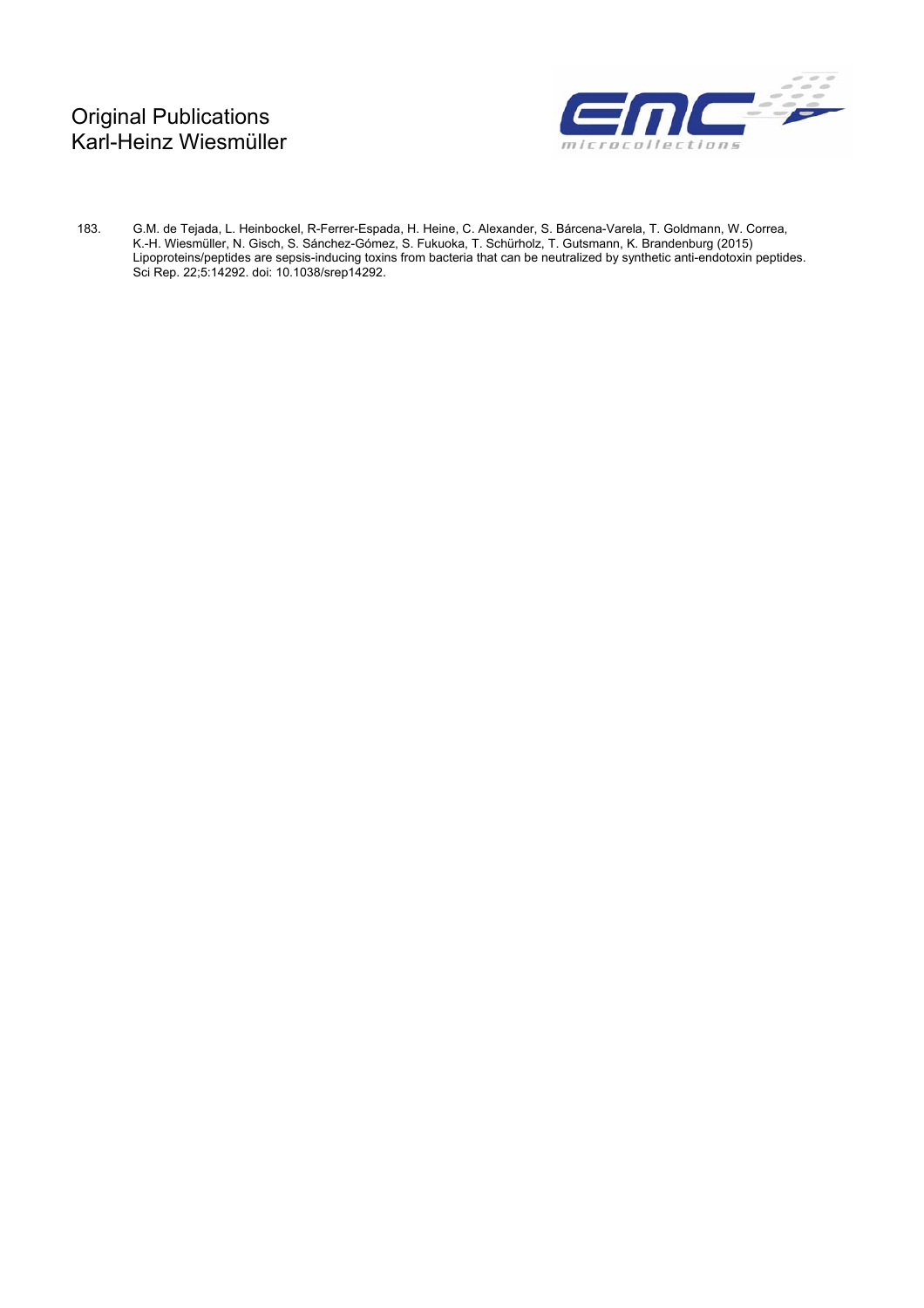183. G.M. de Tejada, L. Heinbockel, R-Ferrer-Espada, H. Heine, C. Alexander, S. Bárcena-Varela, T. Goldmann, W. Correa, K.-H. Wiesmüller, N. Gisch, S. Sánchez-Gómez, S. Fukuoka, T. Schürholz, T. Gutsmann, K. Brandenburg (2015) Lipoproteins/peptides are sepsis-inducing toxins from bacteria that can be neutralized by synthetic anti-endotoxin peptides. Sci Rep. 22;5:14292. doi: 10.1038/srep14292.